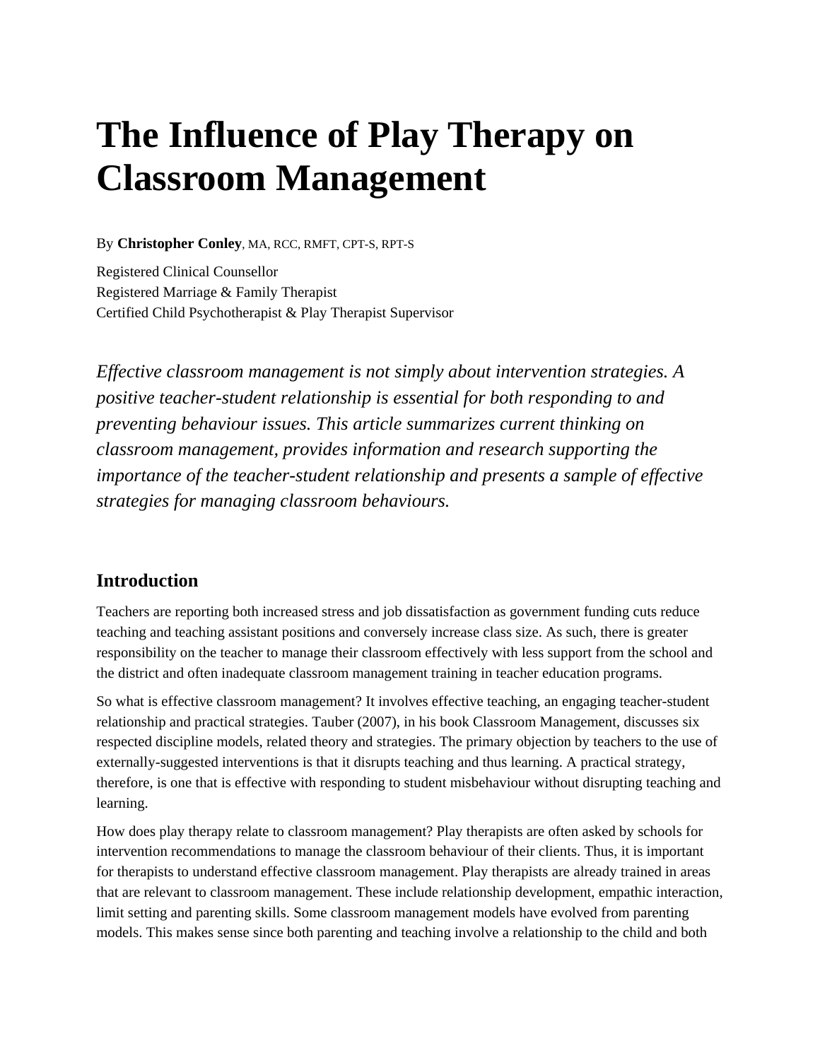# The Influence of Play Therapy on Classroom Management

By **Christopher Conley**, MA, RCC, RMFT, CPT-S, RPT-S

Registered Clinical Counsellor
Registered Marriage & Family Therapist
Certified Child Psychotherapist & Play Therapist Supervisor

*Effective classroom management is not simply about intervention strategies. A positive teacher-student relationship is essential for both responding to and preventing behaviour issues. This article summarizes current thinking on classroom management, provides information and research supporting the importance of the teacher-student relationship and presents a sample of effective strategies for managing classroom behaviours.*

## Introduction

Teachers are reporting both increased stress and job dissatisfaction as government funding cuts reduce teaching and teaching assistant positions and conversely increase class size. As such, there is greater responsibility on the teacher to manage their classroom effectively with less support from the school and the district and often inadequate classroom management training in teacher education programs.

So what is effective classroom management? It involves effective teaching, an engaging teacher-student relationship and practical strategies. Tauber (2007), in his book Classroom Management, discusses six respected discipline models, related theory and strategies. The primary objection by teachers to the use of externally-suggested interventions is that it disrupts teaching and thus learning. A practical strategy, therefore, is one that is effective with responding to student misbehaviour without disrupting teaching and learning.

How does play therapy relate to classroom management? Play therapists are often asked by schools for intervention recommendations to manage the classroom behaviour of their clients. Thus, it is important for therapists to understand effective classroom management. Play therapists are already trained in areas that are relevant to classroom management. These include relationship development, empathic interaction, limit setting and parenting skills. Some classroom management models have evolved from parenting models. This makes sense since both parenting and teaching involve a relationship to the child and both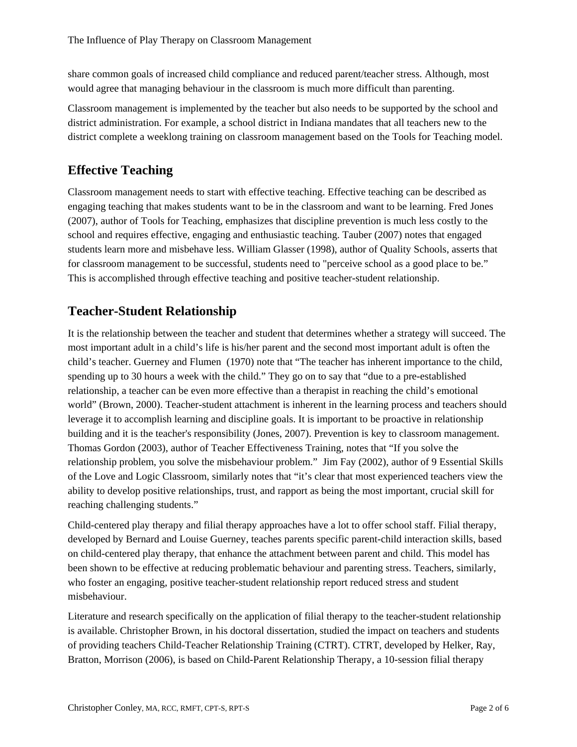share common goals of increased child compliance and reduced parent/teacher stress. Although, most would agree that managing behaviour in the classroom is much more difficult than parenting.

Classroom management is implemented by the teacher but also needs to be supported by the school and district administration. For example, a school district in Indiana mandates that all teachers new to the district complete a weeklong training on classroom management based on the Tools for Teaching model.

## Effective Teaching

Classroom management needs to start with effective teaching. Effective teaching can be described as engaging teaching that makes students want to be in the classroom and want to be learning. Fred Jones (2007), author of Tools for Teaching, emphasizes that discipline prevention is much less costly to the school and requires effective, engaging and enthusiastic teaching. Tauber (2007) notes that engaged students learn more and misbehave less. William Glasser (1998), author of Quality Schools, asserts that for classroom management to be successful, students need to "perceive school as a good place to be." This is accomplished through effective teaching and positive teacher-student relationship.

## Teacher-Student Relationship

It is the relationship between the teacher and student that determines whether a strategy will succeed. The most important adult in a child's life is his/her parent and the second most important adult is often the child's teacher. Guerney and Flumen (1970) note that "The teacher has inherent importance to the child, spending up to 30 hours a week with the child." They go on to say that "due to a pre-established relationship, a teacher can be even more effective than a therapist in reaching the child's emotional world" (Brown, 2000). Teacher-student attachment is inherent in the learning process and teachers should leverage it to accomplish learning and discipline goals. It is important to be proactive in relationship building and it is the teacher's responsibility (Jones, 2007). Prevention is key to classroom management. Thomas Gordon (2003), author of Teacher Effectiveness Training, notes that "If you solve the relationship problem, you solve the misbehaviour problem." Jim Fay (2002), author of 9 Essential Skills of the Love and Logic Classroom, similarly notes that "it's clear that most experienced teachers view the ability to develop positive relationships, trust, and rapport as being the most important, crucial skill for reaching challenging students."

Child-centered play therapy and filial therapy approaches have a lot to offer school staff. Filial therapy, developed by Bernard and Louise Guerney, teaches parents specific parent-child interaction skills, based on child-centered play therapy, that enhance the attachment between parent and child. This model has been shown to be effective at reducing problematic behaviour and parenting stress. Teachers, similarly, who foster an engaging, positive teacher-student relationship report reduced stress and student misbehaviour.

Literature and research specifically on the application of filial therapy to the teacher-student relationship is available. Christopher Brown, in his doctoral dissertation, studied the impact on teachers and students of providing teachers Child-Teacher Relationship Training (CTRT). CTRT, developed by Helker, Ray, Bratton, Morrison (2006), is based on Child-Parent Relationship Therapy, a 10-session filial therapy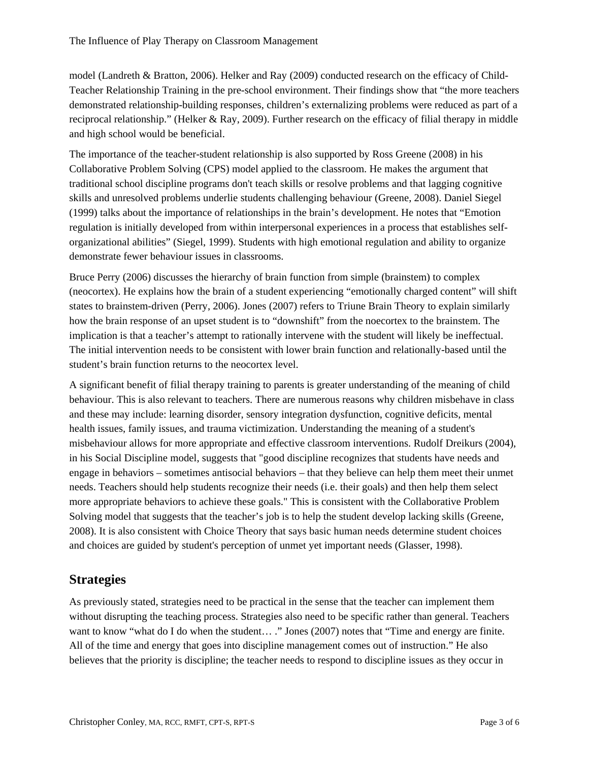model (Landreth & Bratton, 2006). Helker and Ray (2009) conducted research on the efficacy of Child-Teacher Relationship Training in the pre-school environment. Their findings show that “the more teachers demonstrated relationship-building responses, children’s externalizing problems were reduced as part of a reciprocal relationship.” (Helker & Ray, 2009). Further research on the efficacy of filial therapy in middle and high school would be beneficial.

The importance of the teacher-student relationship is also supported by Ross Greene (2008) in his Collaborative Problem Solving (CPS) model applied to the classroom. He makes the argument that traditional school discipline programs don't teach skills or resolve problems and that lagging cognitive skills and unresolved problems underlie students challenging behaviour (Greene, 2008). Daniel Siegel (1999) talks about the importance of relationships in the brain’s development. He notes that “Emotion regulation is initially developed from within interpersonal experiences in a process that establishes self-organizational abilities” (Siegel, 1999). Students with high emotional regulation and ability to organize demonstrate fewer behaviour issues in classrooms.

Bruce Perry (2006) discusses the hierarchy of brain function from simple (brainstem) to complex (neocortex). He explains how the brain of a student experiencing “emotionally charged content” will shift states to brainstem-driven (Perry, 2006). Jones (2007) refers to Triune Brain Theory to explain similarly how the brain response of an upset student is to “downshift” from the noecortex to the brainstem. The implication is that a teacher’s attempt to rationally intervene with the student will likely be ineffectual. The initial intervention needs to be consistent with lower brain function and relationally-based until the student’s brain function returns to the neocortex level.

A significant benefit of filial therapy training to parents is greater understanding of the meaning of child behaviour. This is also relevant to teachers. There are numerous reasons why children misbehave in class and these may include: learning disorder, sensory integration dysfunction, cognitive deficits, mental health issues, family issues, and trauma victimization. Understanding the meaning of a student's misbehaviour allows for more appropriate and effective classroom interventions. Rudolf Dreikurs (2004), in his Social Discipline model, suggests that "good discipline recognizes that students have needs and engage in behaviors – sometimes antisocial behaviors – that they believe can help them meet their unmet needs. Teachers should help students recognize their needs (i.e. their goals) and then help them select more appropriate behaviors to achieve these goals." This is consistent with the Collaborative Problem Solving model that suggests that the teacher’s job is to help the student develop lacking skills (Greene, 2008). It is also consistent with Choice Theory that says basic human needs determine student choices and choices are guided by student's perception of unmet yet important needs (Glasser, 1998).

## Strategies

As previously stated, strategies need to be practical in the sense that the teacher can implement them without disrupting the teaching process. Strategies also need to be specific rather than general. Teachers want to know “what do I do when the student… .” Jones (2007) notes that “Time and energy are finite. All of the time and energy that goes into discipline management comes out of instruction.” He also believes that the priority is discipline; the teacher needs to respond to discipline issues as they occur in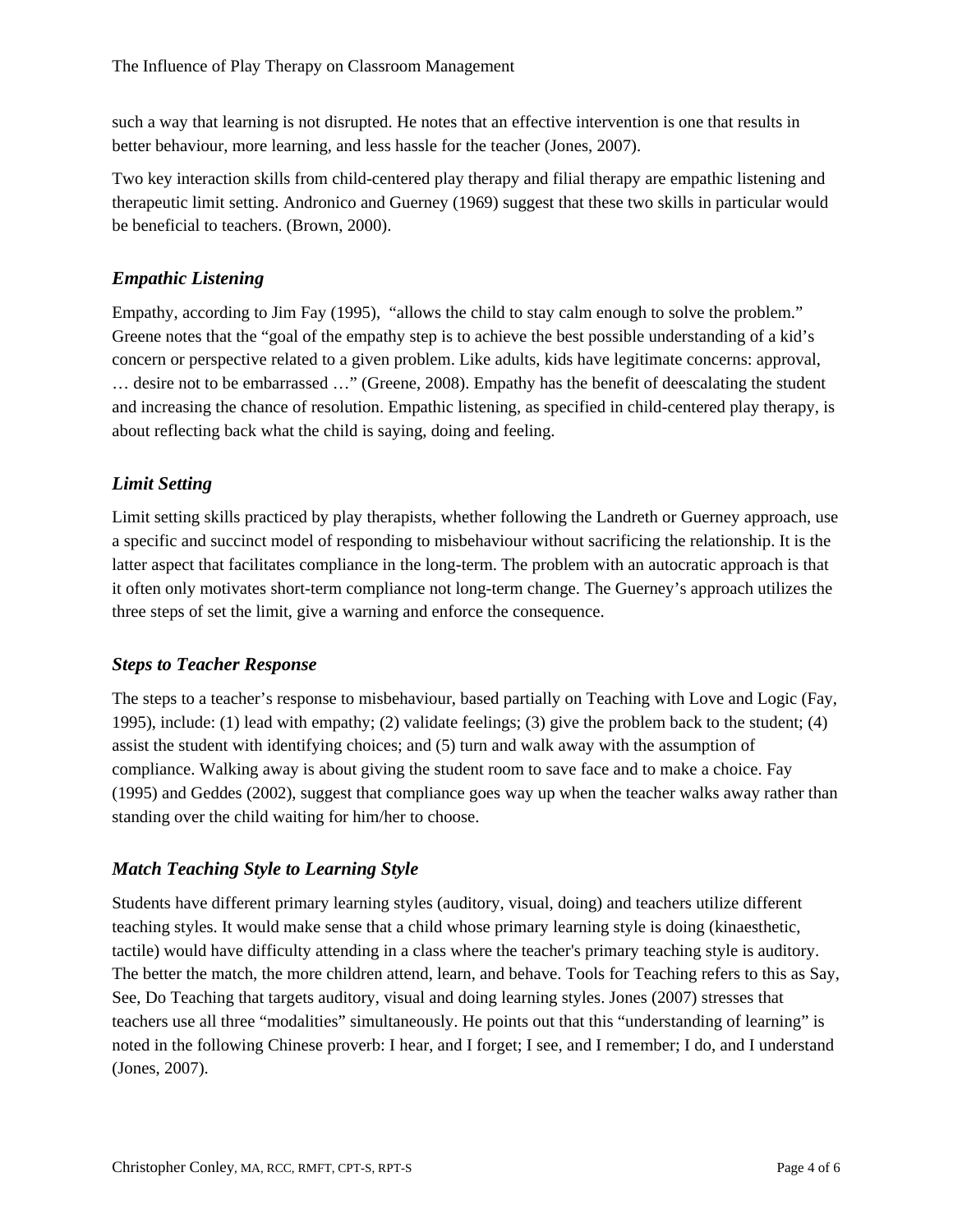such a way that learning is not disrupted. He notes that an effective intervention is one that results in better behaviour, more learning, and less hassle for the teacher (Jones, 2007).

Two key interaction skills from child-centered play therapy and filial therapy are empathic listening and therapeutic limit setting. Andronico and Guerney (1969) suggest that these two skills in particular would be beneficial to teachers. (Brown, 2000).

### *Empathic Listening*

Empathy, according to Jim Fay (1995), "allows the child to stay calm enough to solve the problem." Greene notes that the "goal of the empathy step is to achieve the best possible understanding of a kid's concern or perspective related to a given problem. Like adults, kids have legitimate concerns: approval, … desire not to be embarrassed …" (Greene, 2008). Empathy has the benefit of deescalating the student and increasing the chance of resolution. Empathic listening, as specified in child-centered play therapy, is about reflecting back what the child is saying, doing and feeling.

### *Limit Setting*

Limit setting skills practiced by play therapists, whether following the Landreth or Guerney approach, use a specific and succinct model of responding to misbehaviour without sacrificing the relationship. It is the latter aspect that facilitates compliance in the long-term. The problem with an autocratic approach is that it often only motivates short-term compliance not long-term change. The Guerney's approach utilizes the three steps of set the limit, give a warning and enforce the consequence.

### *Steps to Teacher Response*

The steps to a teacher's response to misbehaviour, based partially on Teaching with Love and Logic (Fay, 1995), include: (1) lead with empathy; (2) validate feelings; (3) give the problem back to the student; (4) assist the student with identifying choices; and (5) turn and walk away with the assumption of compliance. Walking away is about giving the student room to save face and to make a choice. Fay (1995) and Geddes (2002), suggest that compliance goes way up when the teacher walks away rather than standing over the child waiting for him/her to choose.

### *Match Teaching Style to Learning Style*

Students have different primary learning styles (auditory, visual, doing) and teachers utilize different teaching styles. It would make sense that a child whose primary learning style is doing (kinaesthetic, tactile) would have difficulty attending in a class where the teacher's primary teaching style is auditory. The better the match, the more children attend, learn, and behave. Tools for Teaching refers to this as Say, See, Do Teaching that targets auditory, visual and doing learning styles. Jones (2007) stresses that teachers use all three "modalities" simultaneously. He points out that this "understanding of learning" is noted in the following Chinese proverb: I hear, and I forget; I see, and I remember; I do, and I understand (Jones, 2007).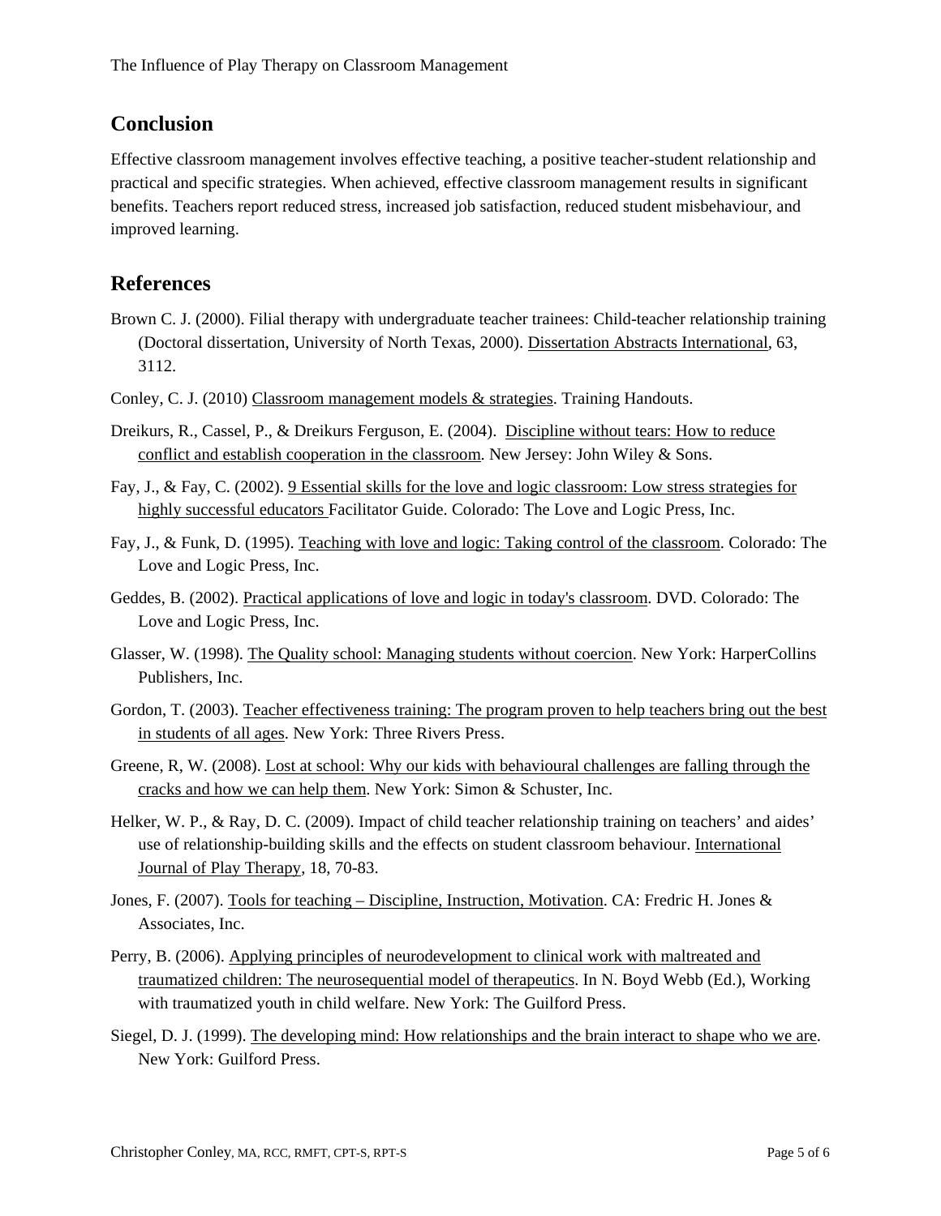## Conclusion

Effective classroom management involves effective teaching, a positive teacher-student relationship and practical and specific strategies. When achieved, effective classroom management results in significant benefits. Teachers report reduced stress, increased job satisfaction, reduced student misbehaviour, and improved learning.

## References

Brown C. J. (2000). Filial therapy with undergraduate teacher trainees: Child-teacher relationship training (Doctoral dissertation, University of North Texas, 2000). Dissertation Abstracts International, 63, 3112.

Conley, C. J. (2010) Classroom management models & strategies. Training Handouts.

Dreikurs, R., Cassel, P., & Dreikurs Ferguson, E. (2004). Discipline without tears: How to reduce conflict and establish cooperation in the classroom. New Jersey: John Wiley & Sons.

Fay, J., & Fay, C. (2002). 9 Essential skills for the love and logic classroom: Low stress strategies for highly successful educators Facilitator Guide. Colorado: The Love and Logic Press, Inc.

Fay, J., & Funk, D. (1995). Teaching with love and logic: Taking control of the classroom. Colorado: The Love and Logic Press, Inc.

Geddes, B. (2002). Practical applications of love and logic in today's classroom. DVD. Colorado: The Love and Logic Press, Inc.

Glasser, W. (1998). The Quality school: Managing students without coercion. New York: HarperCollins Publishers, Inc.

Gordon, T. (2003). Teacher effectiveness training: The program proven to help teachers bring out the best in students of all ages. New York: Three Rivers Press.

Greene, R, W. (2008). Lost at school: Why our kids with behavioural challenges are falling through the cracks and how we can help them. New York: Simon & Schuster, Inc.

Helker, W. P., & Ray, D. C. (2009). Impact of child teacher relationship training on teachers' and aides' use of relationship-building skills and the effects on student classroom behaviour. International Journal of Play Therapy, 18, 70-83.

Jones, F. (2007). Tools for teaching – Discipline, Instruction, Motivation. CA: Fredric H. Jones & Associates, Inc.

Perry, B. (2006). Applying principles of neurodevelopment to clinical work with maltreated and traumatized children: The neurosequential model of therapeutics. In N. Boyd Webb (Ed.), Working with traumatized youth in child welfare. New York: The Guilford Press.

Siegel, D. J. (1999). The developing mind: How relationships and the brain interact to shape who we are. New York: Guilford Press.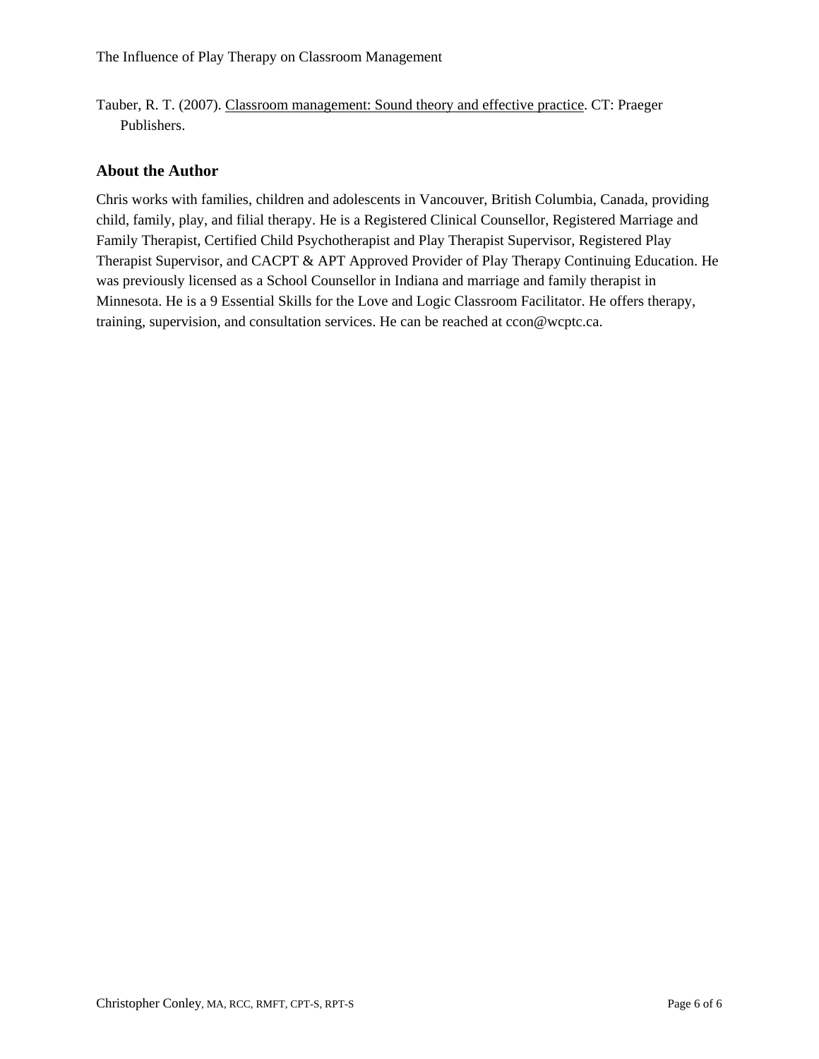Tauber, R. T. (2007). Classroom management: Sound theory and effective practice. CT: Praeger Publishers.

### About the Author

Chris works with families, children and adolescents in Vancouver, British Columbia, Canada, providing child, family, play, and filial therapy. He is a Registered Clinical Counsellor, Registered Marriage and Family Therapist, Certified Child Psychotherapist and Play Therapist Supervisor, Registered Play Therapist Supervisor, and CACPT & APT Approved Provider of Play Therapy Continuing Education. He was previously licensed as a School Counsellor in Indiana and marriage and family therapist in Minnesota. He is a 9 Essential Skills for the Love and Logic Classroom Facilitator. He offers therapy, training, supervision, and consultation services. He can be reached at ccon@wcptc.ca.